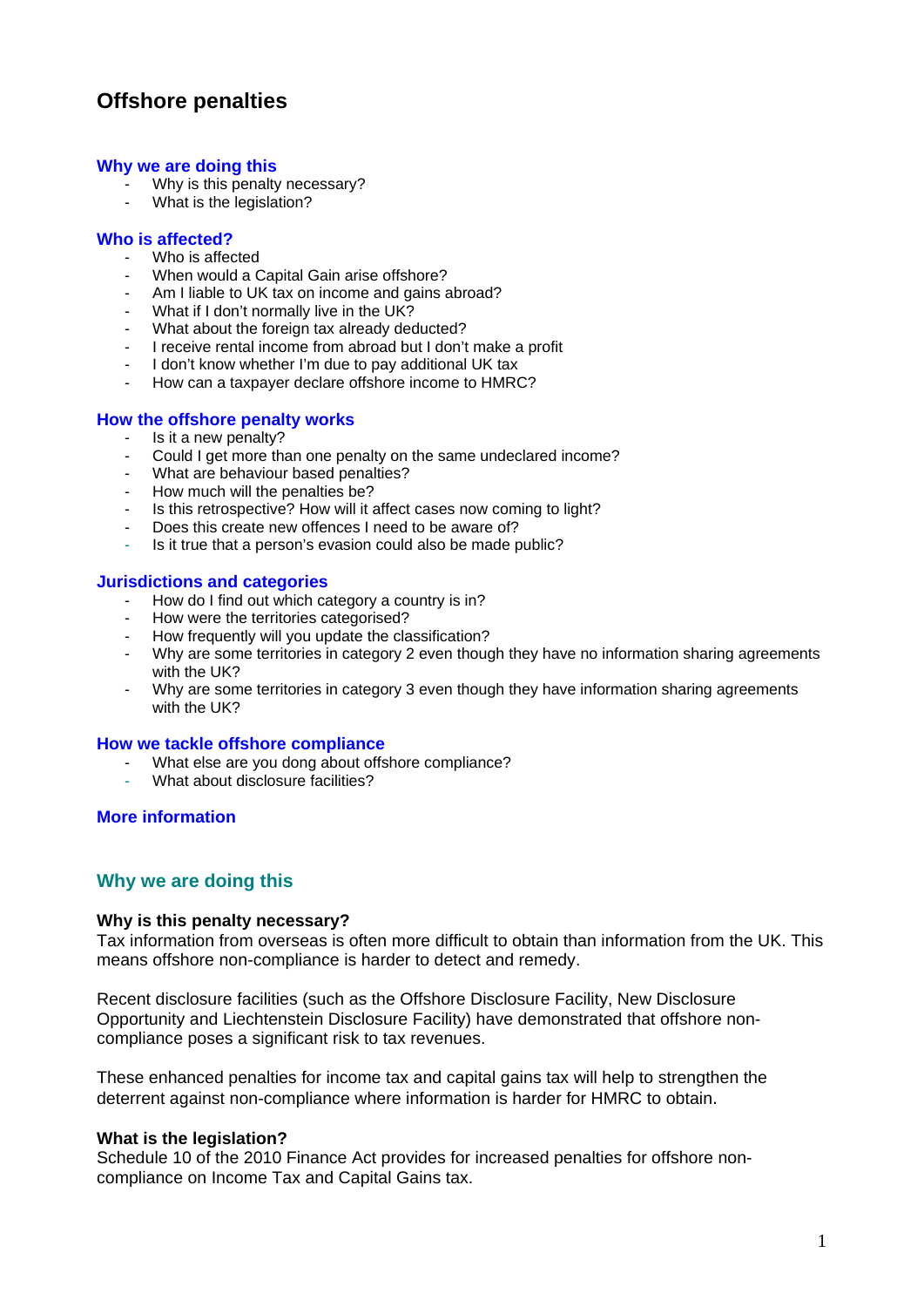# Offshore penalties

**Why we are doing this**

- Why is this penalty necessary?
- What is the legislation?

**Who is affected?**

- Who is affected
- When would a Capital Gain arise offshore?
- Am I liable to UK tax on income and gains abroad?
- What if I don't normally live in the UK?
- What about the foreign tax already deducted?
- I receive rental income from abroad but I don't make a profit
- I don't know whether I'm due to pay additional UK tax
- How can a taxpayer declare offshore income to HMRC?

**How the offshore penalty works**

- Is it a new penalty?
- Could I get more than one penalty on the same undeclared income?
- What are behaviour based penalties?
- How much will the penalties be?
- Is this retrospective? How will it affect cases now coming to light?
- Does this create new offences I need to be aware of?
- Is it true that a person's evasion could also be made public?

**Jurisdictions and categories**

- How do I find out which category a country is in?
- How were the territories categorised?
- How frequently will you update the classification?
- Why are some territories in category 2 even though they have no information sharing agreements with the UK?
- Why are some territories in category 3 even though they have information sharing agreements with the UK?

**How we tackle offshore compliance**

- What else are you dong about offshore compliance?
- What about disclosure facilities?

**More information**

## Why we are doing this

### Why is this penalty necessary?

Tax information from overseas is often more difficult to obtain than information from the UK. This means offshore non-compliance is harder to detect and remedy.

Recent disclosure facilities (such as the Offshore Disclosure Facility, New Disclosure Opportunity and Liechtenstein Disclosure Facility) have demonstrated that offshore non-compliance poses a significant risk to tax revenues.

These enhanced penalties for income tax and capital gains tax will help to strengthen the deterrent against non-compliance where information is harder for HMRC to obtain.

### What is the legislation?

Schedule 10 of the 2010 Finance Act provides for increased penalties for offshore non-compliance on Income Tax and Capital Gains tax.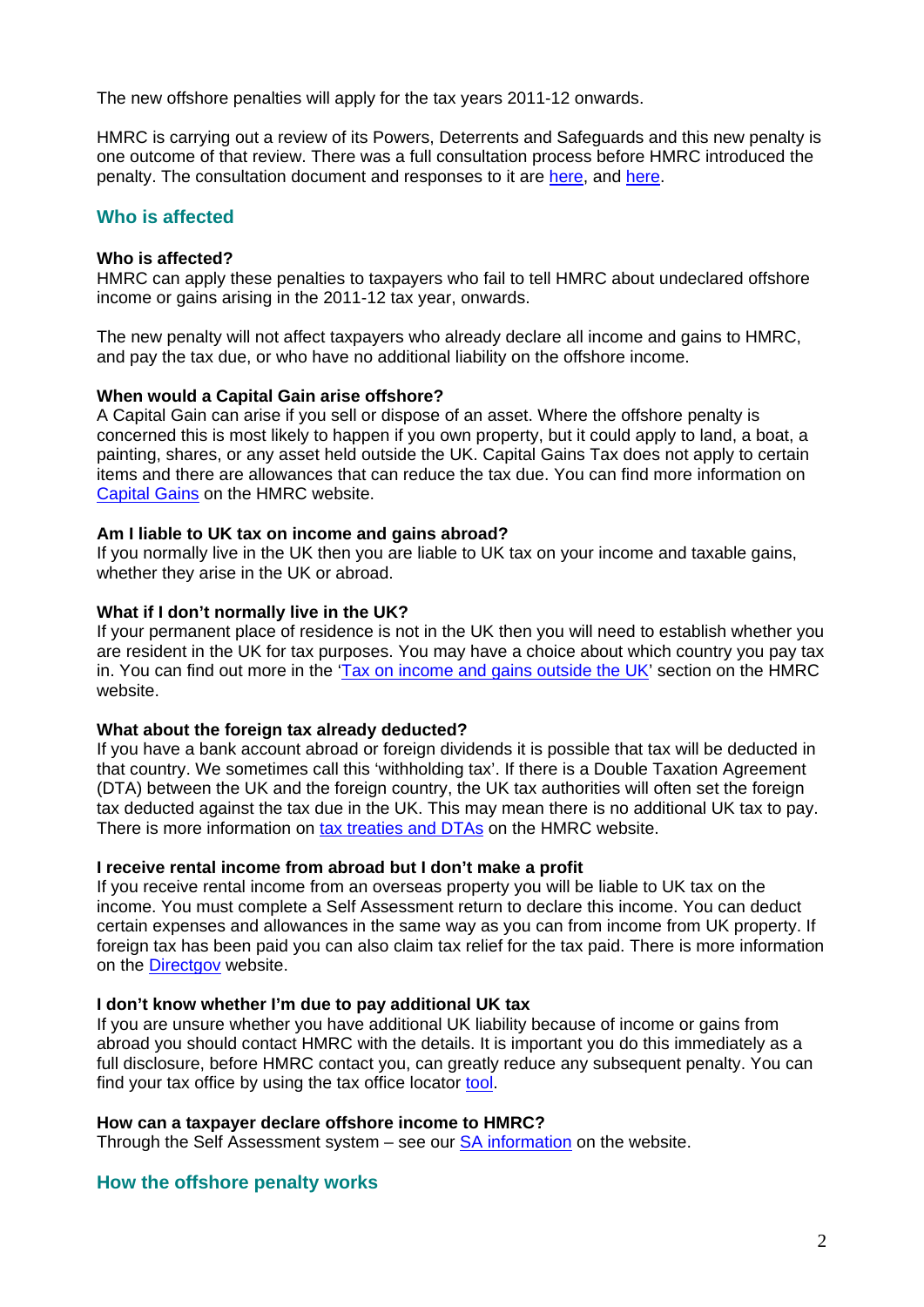The new offshore penalties will apply for the tax years 2011-12 onwards.

HMRC is carrying out a review of its Powers, Deterrents and Safeguards and this new penalty is one outcome of that review. There was a full consultation process before HMRC introduced the penalty. The consultation document and responses to it are here, and here.

## Who is affected

**Who is affected?**
HMRC can apply these penalties to taxpayers who fail to tell HMRC about undeclared offshore income or gains arising in the 2011-12 tax year, onwards.

The new penalty will not affect taxpayers who already declare all income and gains to HMRC, and pay the tax due, or who have no additional liability on the offshore income.

**When would a Capital Gain arise offshore?**
A Capital Gain can arise if you sell or dispose of an asset. Where the offshore penalty is concerned this is most likely to happen if you own property, but it could apply to land, a boat, a painting, shares, or any asset held outside the UK. Capital Gains Tax does not apply to certain items and there are allowances that can reduce the tax due. You can find more information on Capital Gains on the HMRC website.

**Am I liable to UK tax on income and gains abroad?**
If you normally live in the UK then you are liable to UK tax on your income and taxable gains, whether they arise in the UK or abroad.

**What if I don't normally live in the UK?**
If your permanent place of residence is not in the UK then you will need to establish whether you are resident in the UK for tax purposes. You may have a choice about which country you pay tax in. You can find out more in the 'Tax on income and gains outside the UK' section on the HMRC website.

**What about the foreign tax already deducted?**
If you have a bank account abroad or foreign dividends it is possible that tax will be deducted in that country. We sometimes call this 'withholding tax'. If there is a Double Taxation Agreement (DTA) between the UK and the foreign country, the UK tax authorities will often set the foreign tax deducted against the tax due in the UK. This may mean there is no additional UK tax to pay. There is more information on tax treaties and DTAs on the HMRC website.

**I receive rental income from abroad but I don't make a profit**
If you receive rental income from an overseas property you will be liable to UK tax on the income. You must complete a Self Assessment return to declare this income. You can deduct certain expenses and allowances in the same way as you can from income from UK property. If foreign tax has been paid you can also claim tax relief for the tax paid. There is more information on the Directgov website.

**I don't know whether I'm due to pay additional UK tax**
If you are unsure whether you have additional UK liability because of income or gains from abroad you should contact HMRC with the details. It is important you do this immediately as a full disclosure, before HMRC contact you, can greatly reduce any subsequent penalty. You can find your tax office by using the tax office locator tool.

**How can a taxpayer declare offshore income to HMRC?**
Through the Self Assessment system – see our SA information on the website.

## How the offshore penalty works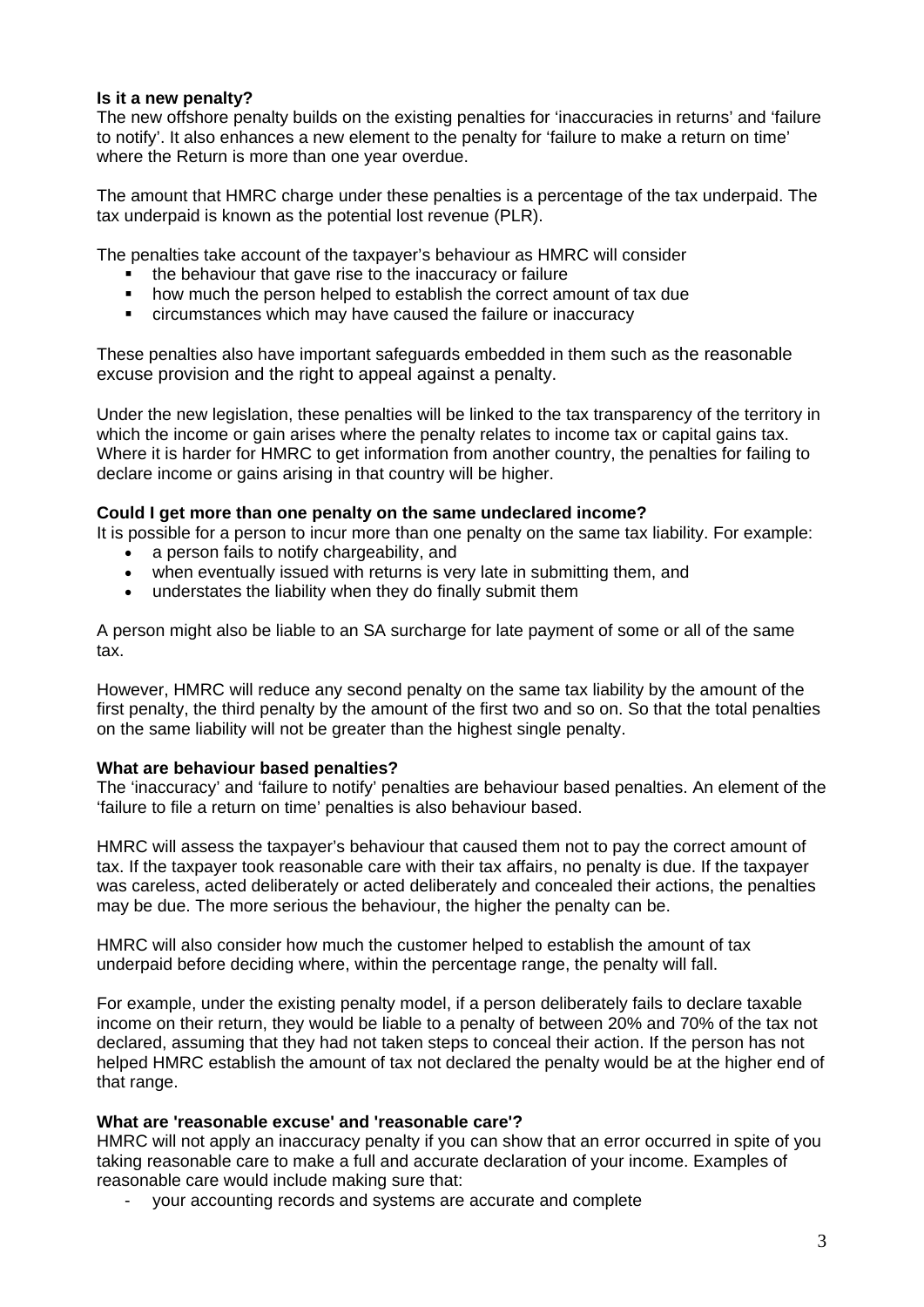**Is it a new penalty?**

The new offshore penalty builds on the existing penalties for 'inaccuracies in returns' and 'failure to notify'. It also enhances a new element to the penalty for 'failure to make a return on time' where the Return is more than one year overdue.

The amount that HMRC charge under these penalties is a percentage of the tax underpaid. The tax underpaid is known as the potential lost revenue (PLR).

The penalties take account of the taxpayer's behaviour as HMRC will consider

- the behaviour that gave rise to the inaccuracy or failure
- how much the person helped to establish the correct amount of tax due
- circumstances which may have caused the failure or inaccuracy

These penalties also have important safeguards embedded in them such as the reasonable excuse provision and the right to appeal against a penalty.

Under the new legislation, these penalties will be linked to the tax transparency of the territory in which the income or gain arises where the penalty relates to income tax or capital gains tax. Where it is harder for HMRC to get information from another country, the penalties for failing to declare income or gains arising in that country will be higher.

**Could I get more than one penalty on the same undeclared income?**

It is possible for a person to incur more than one penalty on the same tax liability. For example:

- a person fails to notify chargeability, and
- when eventually issued with returns is very late in submitting them, and
- understates the liability when they do finally submit them

A person might also be liable to an SA surcharge for late payment of some or all of the same tax.

However, HMRC will reduce any second penalty on the same tax liability by the amount of the first penalty, the third penalty by the amount of the first two and so on. So that the total penalties on the same liability will not be greater than the highest single penalty.

**What are behaviour based penalties?**

The 'inaccuracy' and 'failure to notify' penalties are behaviour based penalties. An element of the 'failure to file a return on time' penalties is also behaviour based.

HMRC will assess the taxpayer's behaviour that caused them not to pay the correct amount of tax. If the taxpayer took reasonable care with their tax affairs, no penalty is due. If the taxpayer was careless, acted deliberately or acted deliberately and concealed their actions, the penalties may be due. The more serious the behaviour, the higher the penalty can be.

HMRC will also consider how much the customer helped to establish the amount of tax underpaid before deciding where, within the percentage range, the penalty will fall.

For example, under the existing penalty model, if a person deliberately fails to declare taxable income on their return, they would be liable to a penalty of between 20% and 70% of the tax not declared, assuming that they had not taken steps to conceal their action. If the person has not helped HMRC establish the amount of tax not declared the penalty would be at the higher end of that range.

**What are 'reasonable excuse' and 'reasonable care'?**

HMRC will not apply an inaccuracy penalty if you can show that an error occurred in spite of you taking reasonable care to make a full and accurate declaration of your income. Examples of reasonable care would include making sure that:

- your accounting records and systems are accurate and complete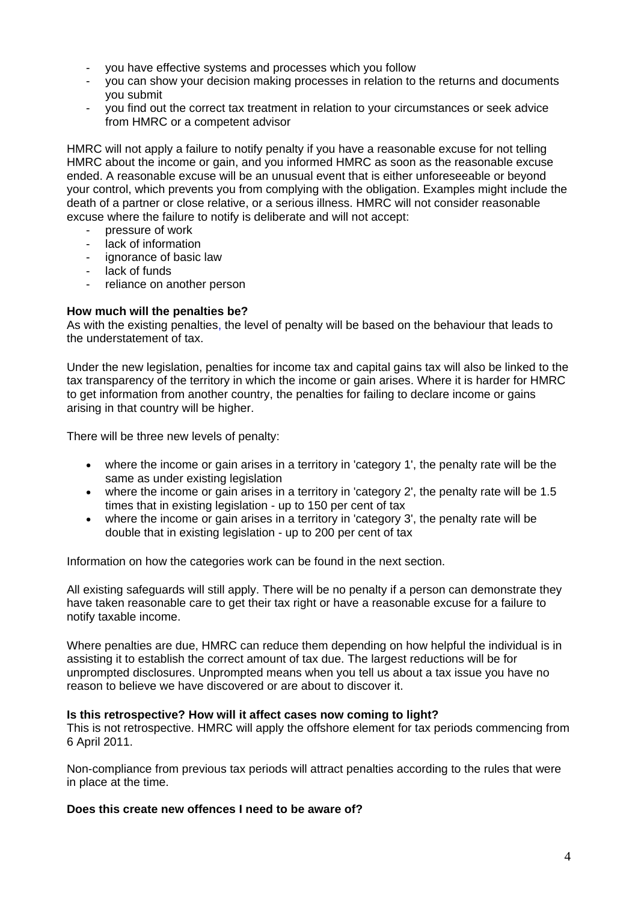- you have effective systems and processes which you follow
- you can show your decision making processes in relation to the returns and documents you submit
- you find out the correct tax treatment in relation to your circumstances or seek advice from HMRC or a competent advisor

HMRC will not apply a failure to notify penalty if you have a reasonable excuse for not telling HMRC about the income or gain, and you informed HMRC as soon as the reasonable excuse ended. A reasonable excuse will be an unusual event that is either unforeseeable or beyond your control, which prevents you from complying with the obligation. Examples might include the death of a partner or close relative, or a serious illness. HMRC will not consider reasonable excuse where the failure to notify is deliberate and will not accept:

- pressure of work
- lack of information
- ignorance of basic law
- lack of funds
- reliance on another person

**How much will the penalties be?**

As with the existing penalties, the level of penalty will be based on the behaviour that leads to the understatement of tax.

Under the new legislation, penalties for income tax and capital gains tax will also be linked to the tax transparency of the territory in which the income or gain arises. Where it is harder for HMRC to get information from another country, the penalties for failing to declare income or gains arising in that country will be higher.

There will be three new levels of penalty:

- where the income or gain arises in a territory in 'category 1', the penalty rate will be the same as under existing legislation
- where the income or gain arises in a territory in 'category 2', the penalty rate will be 1.5 times that in existing legislation - up to 150 per cent of tax
- where the income or gain arises in a territory in 'category 3', the penalty rate will be double that in existing legislation - up to 200 per cent of tax

Information on how the categories work can be found in the next section.

All existing safeguards will still apply. There will be no penalty if a person can demonstrate they have taken reasonable care to get their tax right or have a reasonable excuse for a failure to notify taxable income.

Where penalties are due, HMRC can reduce them depending on how helpful the individual is in assisting it to establish the correct amount of tax due. The largest reductions will be for unprompted disclosures. Unprompted means when you tell us about a tax issue you have no reason to believe we have discovered or are about to discover it.

**Is this retrospective? How will it affect cases now coming to light?**

This is not retrospective. HMRC will apply the offshore element for tax periods commencing from 6 April 2011.

Non-compliance from previous tax periods will attract penalties according to the rules that were in place at the time.

**Does this create new offences I need to be aware of?**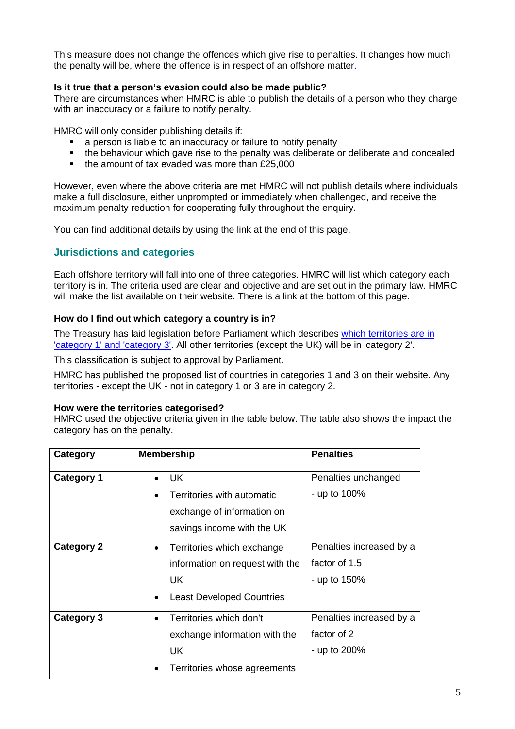This measure does not change the offences which give rise to penalties. It changes how much the penalty will be, where the offence is in respect of an offshore matter.

**Is it true that a person's evasion could also be made public?**
There are circumstances when HMRC is able to publish the details of a person who they charge with an inaccuracy or a failure to notify penalty.

HMRC will only consider publishing details if:

- a person is liable to an inaccuracy or failure to notify penalty
- the behaviour which gave rise to the penalty was deliberate or deliberate and concealed
- the amount of tax evaded was more than £25,000

However, even where the above criteria are met HMRC will not publish details where individuals make a full disclosure, either unprompted or immediately when challenged, and receive the maximum penalty reduction for cooperating fully throughout the enquiry.

You can find additional details by using the link at the end of this page.

## Jurisdictions and categories

Each offshore territory will fall into one of three categories. HMRC will list which category each territory is in. The criteria used are clear and objective and are set out in the primary law. HMRC will make the list available on their website. There is a link at the bottom of this page.

**How do I find out which category a country is in?**

The Treasury has laid legislation before Parliament which describes which territories are in 'category 1' and 'category 3'. All other territories (except the UK) will be in 'category 2'.

This classification is subject to approval by Parliament.

HMRC has published the proposed list of countries in categories 1 and 3 on their website. Any territories - except the UK - not in category 1 or 3 are in category 2.

**How were the territories categorised?**
HMRC used the objective criteria given in the table below. The table also shows the impact the category has on the penalty.

| Category | Membership | Penalties |
|---|---|---|
| **Category 1** | • UK<br>• Territories with automatic exchange of information on savings income with the UK | Penalties unchanged - up to 100% |
| **Category 2** | • Territories which exchange information on request with the UK<br>• Least Developed Countries | Penalties increased by a factor of 1.5 - up to 150% |
| **Category 3** | • Territories which don't exchange information with the UK<br>• Territories whose agreements | Penalties increased by a factor of 2 - up to 200% |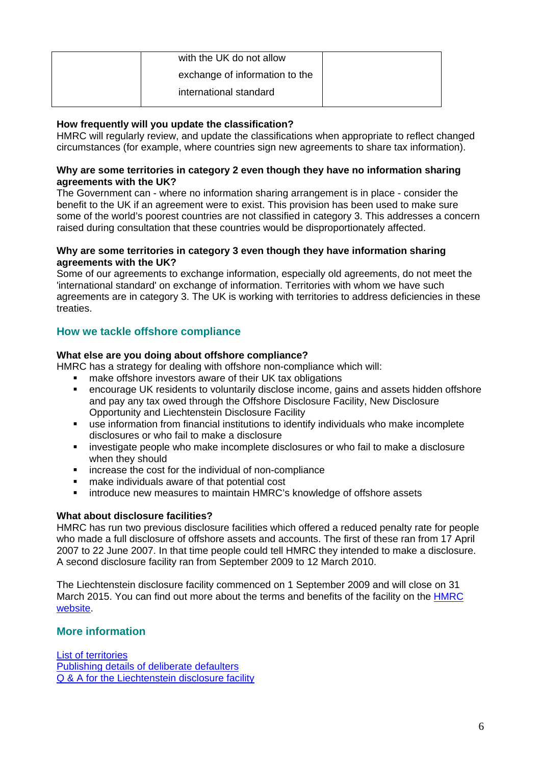| | | |
|---|---|---|
| | with the UK do not allow exchange of information to the international standard | |

**How frequently will you update the classification?**
HMRC will regularly review, and update the classifications when appropriate to reflect changed circumstances (for example, where countries sign new agreements to share tax information).

**Why are some territories in category 2 even though they have no information sharing agreements with the UK?**
The Government can - where no information sharing arrangement is in place - consider the benefit to the UK if an agreement were to exist. This provision has been used to make sure some of the world's poorest countries are not classified in category 3. This addresses a concern raised during consultation that these countries would be disproportionately affected.

**Why are some territories in category 3 even though they have information sharing agreements with the UK?**
Some of our agreements to exchange information, especially old agreements, do not meet the 'international standard' on exchange of information. Territories with whom we have such agreements are in category 3. The UK is working with territories to address deficiencies in these treaties.

## How we tackle offshore compliance

**What else are you doing about offshore compliance?**
HMRC has a strategy for dealing with offshore non-compliance which will:

- make offshore investors aware of their UK tax obligations
- encourage UK residents to voluntarily disclose income, gains and assets hidden offshore and pay any tax owed through the Offshore Disclosure Facility, New Disclosure Opportunity and Liechtenstein Disclosure Facility
- use information from financial institutions to identify individuals who make incomplete disclosures or who fail to make a disclosure
- investigate people who make incomplete disclosures or who fail to make a disclosure when they should
- increase the cost for the individual of non-compliance
- make individuals aware of that potential cost
- introduce new measures to maintain HMRC's knowledge of offshore assets

**What about disclosure facilities?**
HMRC has run two previous disclosure facilities which offered a reduced penalty rate for people who made a full disclosure of offshore assets and accounts. The first of these ran from 17 April 2007 to 22 June 2007. In that time people could tell HMRC they intended to make a disclosure. A second disclosure facility ran from September 2009 to 12 March 2010.

The Liechtenstein disclosure facility commenced on 1 September 2009 and will close on 31 March 2015. You can find out more about the terms and benefits of the facility on the HMRC website.

## More information

List of territories
Publishing details of deliberate defaulters
Q & A for the Liechtenstein disclosure facility